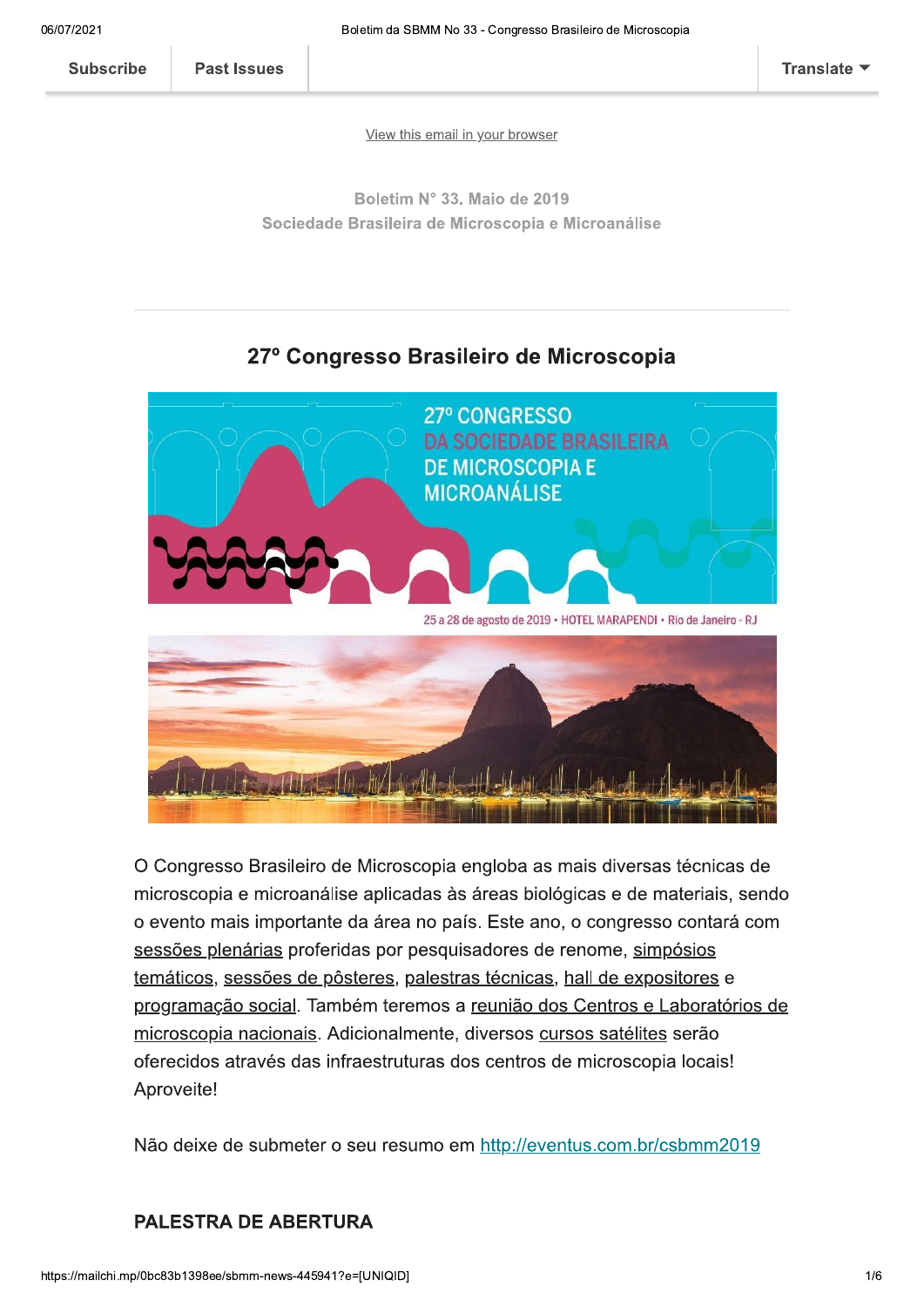Subscribe | Past Issues | Translate

View this email in your browser

**Boletim N° 33. Maio de 2019**
**Sociedade Brasileira de Microscopia e Microanálise**

---

## 27º Congresso Brasileiro de Microscopia

O Congresso Brasileiro de Microscopia engloba as mais diversas técnicas de microscopia e microanálise aplicadas às áreas biológicas e de materiais, sendo o evento mais importante da área no país. Este ano, o congresso contará com sessões plenárias proferidas por pesquisadores de renome, simpósios temáticos, sessões de pôsteres, palestras técnicas, hall de expositores e programação social. Também teremos a reunião dos Centros e Laboratórios de microscopia nacionais. Adicionalmente, diversos cursos satélites serão oferecidos através das infraestruturas dos centros de microscopia locais! Aproveite!

Não deixe de submeter o seu resumo em http://eventus.com.br/csbmm2019

**PALESTRA DE ABERTURA**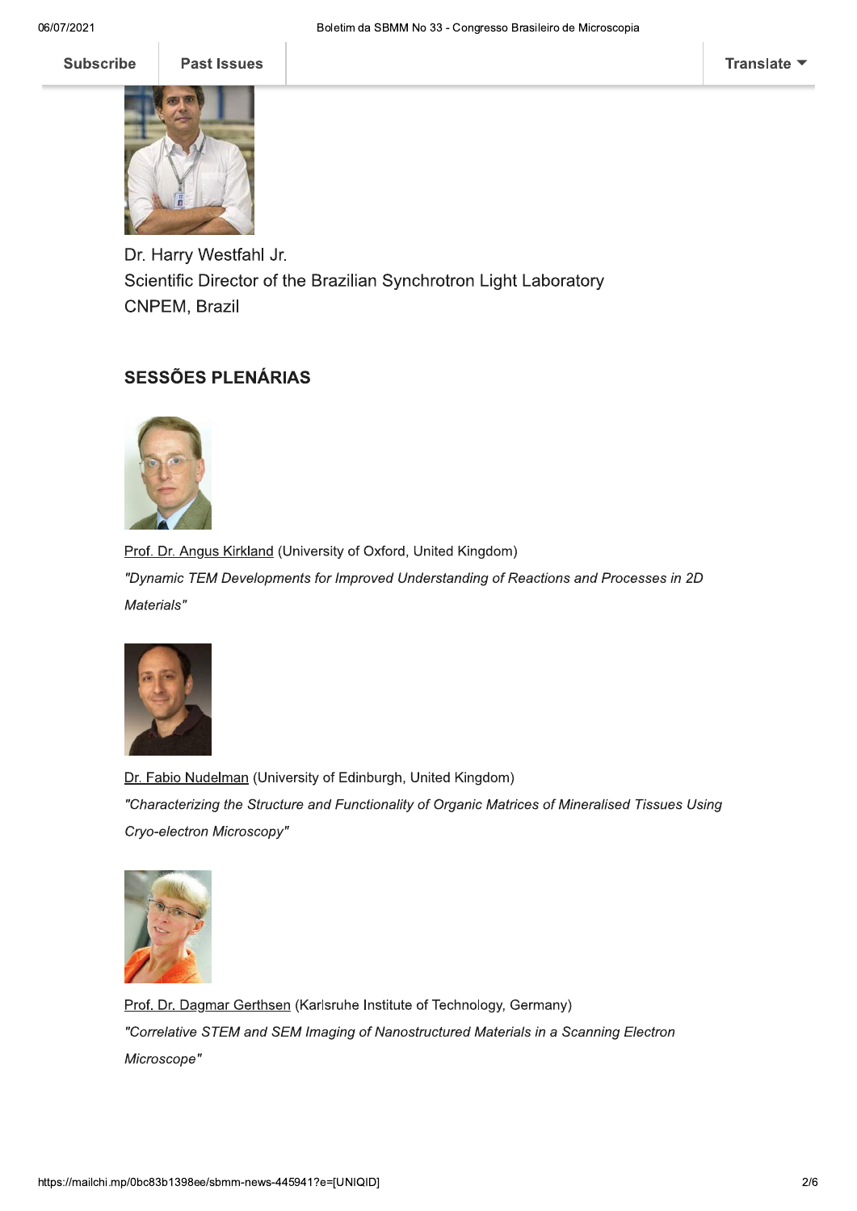Dr. Harry Westfahl Jr.
Scientific Director of the Brazilian Synchrotron Light Laboratory
CNPEM, Brazil

## SESSÕES PLENÁRIAS

Prof. Dr. Angus Kirkland (University of Oxford, United Kingdom)
*"Dynamic TEM Developments for Improved Understanding of Reactions and Processes in 2D Materials"*

Dr. Fabio Nudelman (University of Edinburgh, United Kingdom)
*"Characterizing the Structure and Functionality of Organic Matrices of Mineralised Tissues Using Cryo-electron Microscopy"*

Prof. Dr. Dagmar Gerthsen (Karlsruhe Institute of Technology, Germany)
*"Correlative STEM and SEM Imaging of Nanostructured Materials in a Scanning Electron Microscope"*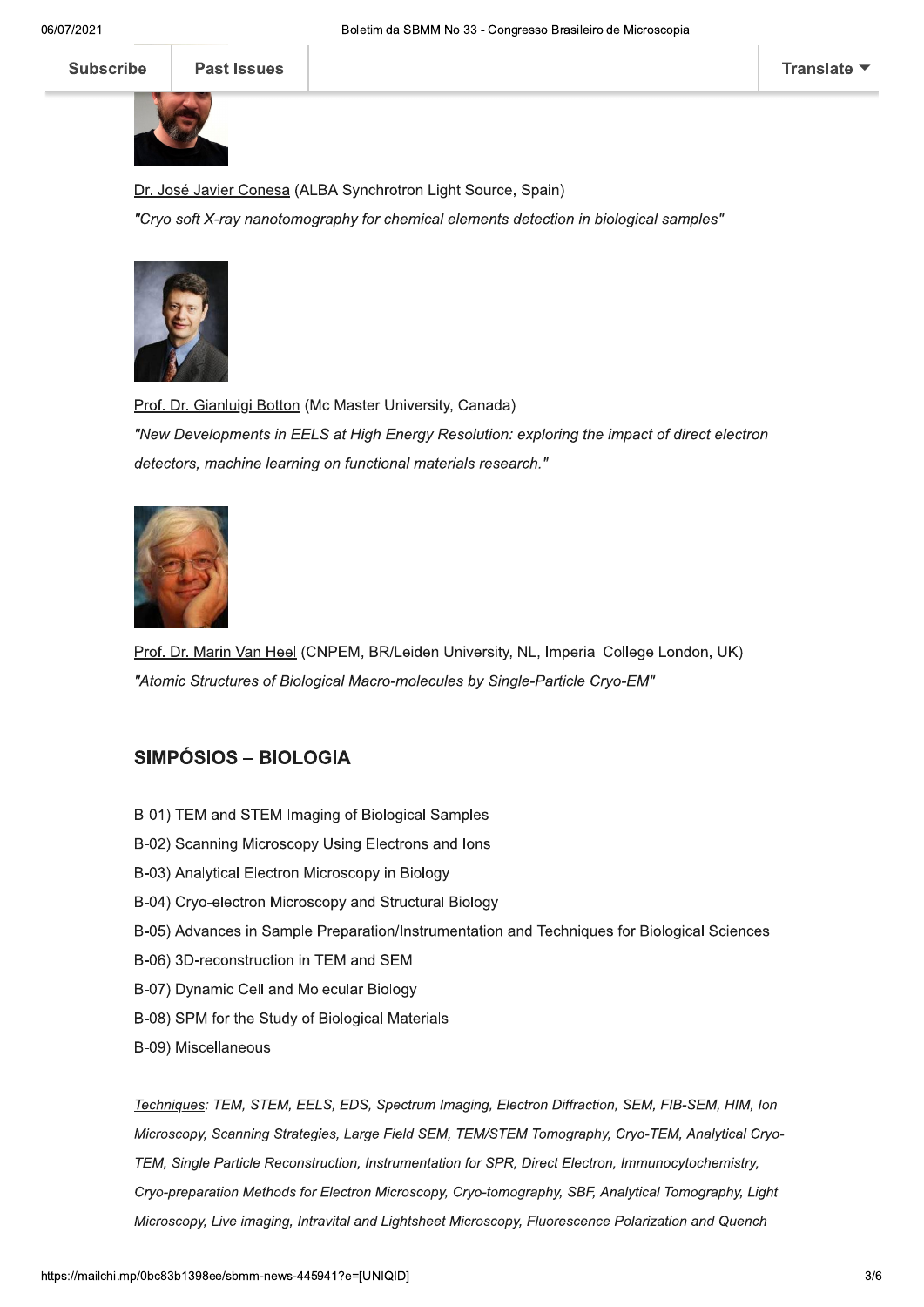[Dr. José Javier Conesa](#) (ALBA Synchrotron Light Source, Spain)

*"Cryo soft X-ray nanotomography for chemical elements detection in biological samples"*

[Prof. Dr. Gianluigi Botton](#) (Mc Master University, Canada)

*"New Developments in EELS at High Energy Resolution: exploring the impact of direct electron detectors, machine learning on functional materials research."*

[Prof. Dr. Marin Van Heel](#) (CNPEM, BR/Leiden University, NL, Imperial College London, UK)

*"Atomic Structures of Biological Macro-molecules by Single-Particle Cryo-EM"*

## SIMPÓSIOS – BIOLOGIA

B-01) TEM and STEM Imaging of Biological Samples
B-02) Scanning Microscopy Using Electrons and Ions
B-03) Analytical Electron Microscopy in Biology
B-04) Cryo-electron Microscopy and Structural Biology
B-05) Advances in Sample Preparation/Instrumentation and Techniques for Biological Sciences
B-06) 3D-reconstruction in TEM and SEM
B-07) Dynamic Cell and Molecular Biology
B-08) SPM for the Study of Biological Materials
B-09) Miscellaneous

*Techniques: TEM, STEM, EELS, EDS, Spectrum Imaging, Electron Diffraction, SEM, FIB-SEM, HIM, Ion Microscopy, Scanning Strategies, Large Field SEM, TEM/STEM Tomography, Cryo-TEM, Analytical Cryo-TEM, Single Particle Reconstruction, Instrumentation for SPR, Direct Electron, Immunocytochemistry, Cryo-preparation Methods for Electron Microscopy, Cryo-tomography, SBF, Analytical Tomography, Light Microscopy, Live imaging, Intravital and Lightsheet Microscopy, Fluorescence Polarization and Quench*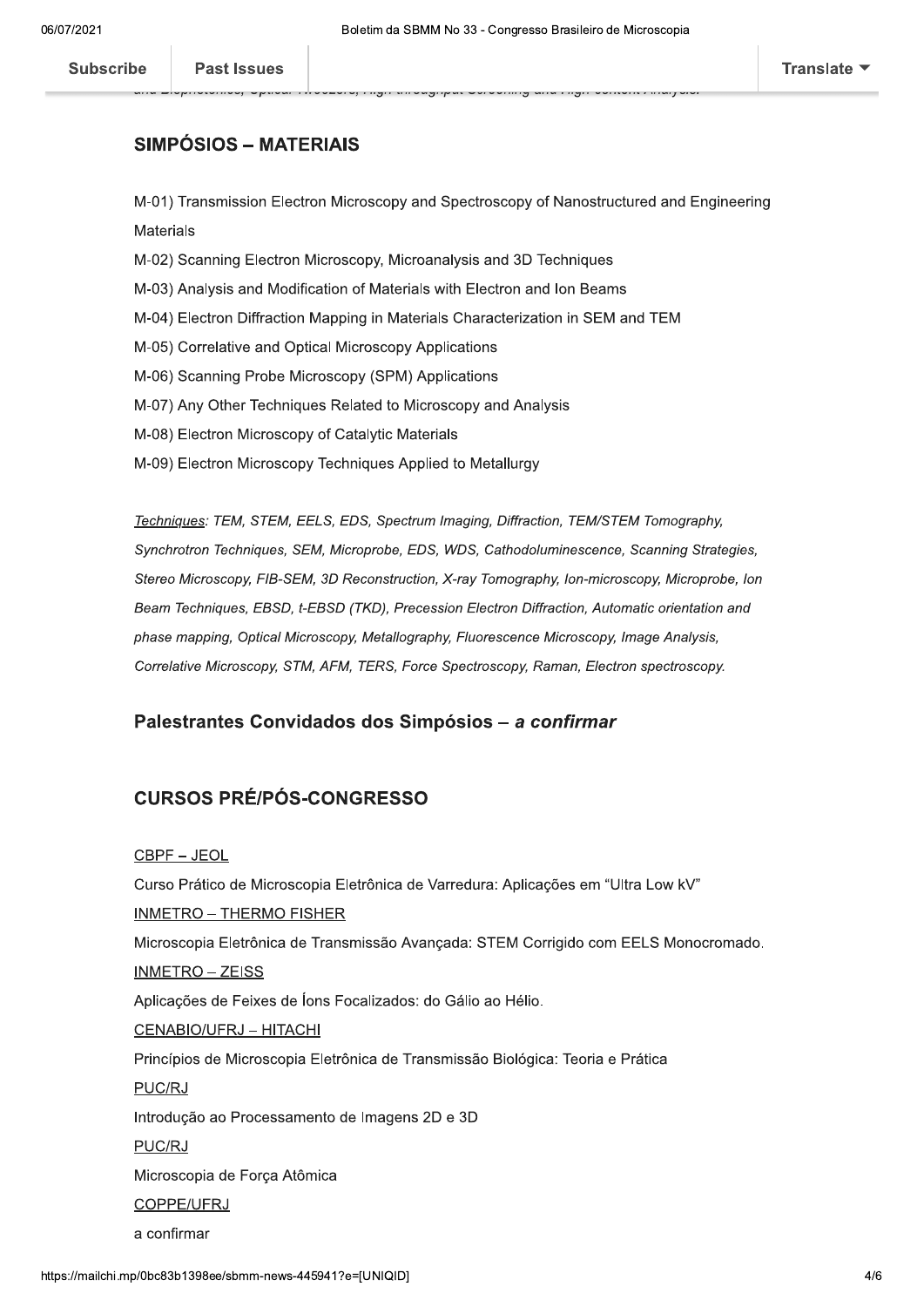## SIMPÓSIOS – MATERIAIS

M-01) Transmission Electron Microscopy and Spectroscopy of Nanostructured and Engineering Materials

M-02) Scanning Electron Microscopy, Microanalysis and 3D Techniques

M-03) Analysis and Modification of Materials with Electron and Ion Beams

M-04) Electron Diffraction Mapping in Materials Characterization in SEM and TEM

M-05) Correlative and Optical Microscopy Applications

M-06) Scanning Probe Microscopy (SPM) Applications

M-07) Any Other Techniques Related to Microscopy and Analysis

M-08) Electron Microscopy of Catalytic Materials

M-09) Electron Microscopy Techniques Applied to Metallurgy

*Techniques: TEM, STEM, EELS, EDS, Spectrum Imaging, Diffraction, TEM/STEM Tomography, Synchrotron Techniques, SEM, Microprobe, EDS, WDS, Cathodoluminescence, Scanning Strategies, Stereo Microscopy, FIB-SEM, 3D Reconstruction, X-ray Tomography, Ion-microscopy, Microprobe, Ion Beam Techniques, EBSD, t-EBSD (TKD), Precession Electron Diffraction, Automatic orientation and phase mapping, Optical Microscopy, Metallography, Fluorescence Microscopy, Image Analysis, Correlative Microscopy, STM, AFM, TERS, Force Spectroscopy, Raman, Electron spectroscopy.*

### Palestrantes Convidados dos Simpósios – *a confirmar*

## CURSOS PRÉ/PÓS-CONGRESSO

CBPF – JEOL

Curso Prático de Microscopia Eletrônica de Varredura: Aplicações em "Ultra Low kV"

INMETRO – THERMO FISHER

Microscopia Eletrônica de Transmissão Avançada: STEM Corrigido com EELS Monocromado.

INMETRO – ZEISS

Aplicações de Feixes de Íons Focalizados: do Gálio ao Hélio.

CENABIO/UFRJ – HITACHI

Princípios de Microscopia Eletrônica de Transmissão Biológica: Teoria e Prática

PUC/RJ

Introdução ao Processamento de Imagens 2D e 3D

PUC/RJ

Microscopia de Força Atômica

COPPE/UFRJ

a confirmar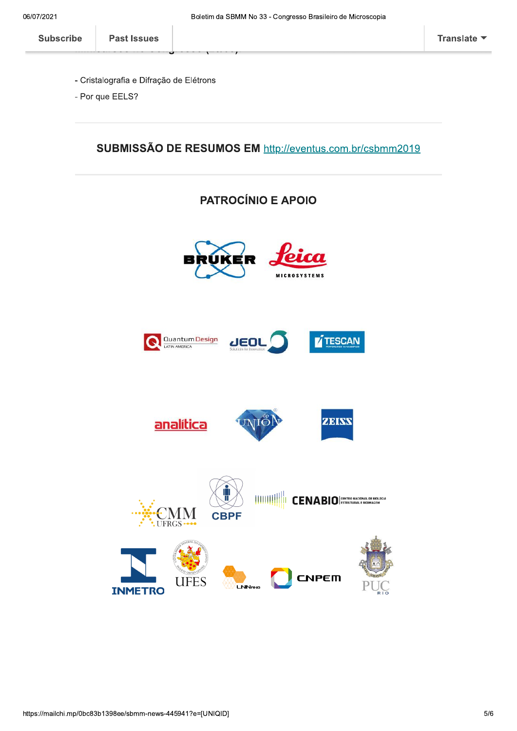- Cristalografia e Difração de Elétrons
- Por que EELS?

**SUBMISSÃO DE RESUMOS EM** [http://eventus.com.br/csbmm2019](http://eventus.com.br/csbmm2019)

**PATROCÍNIO E APOIO**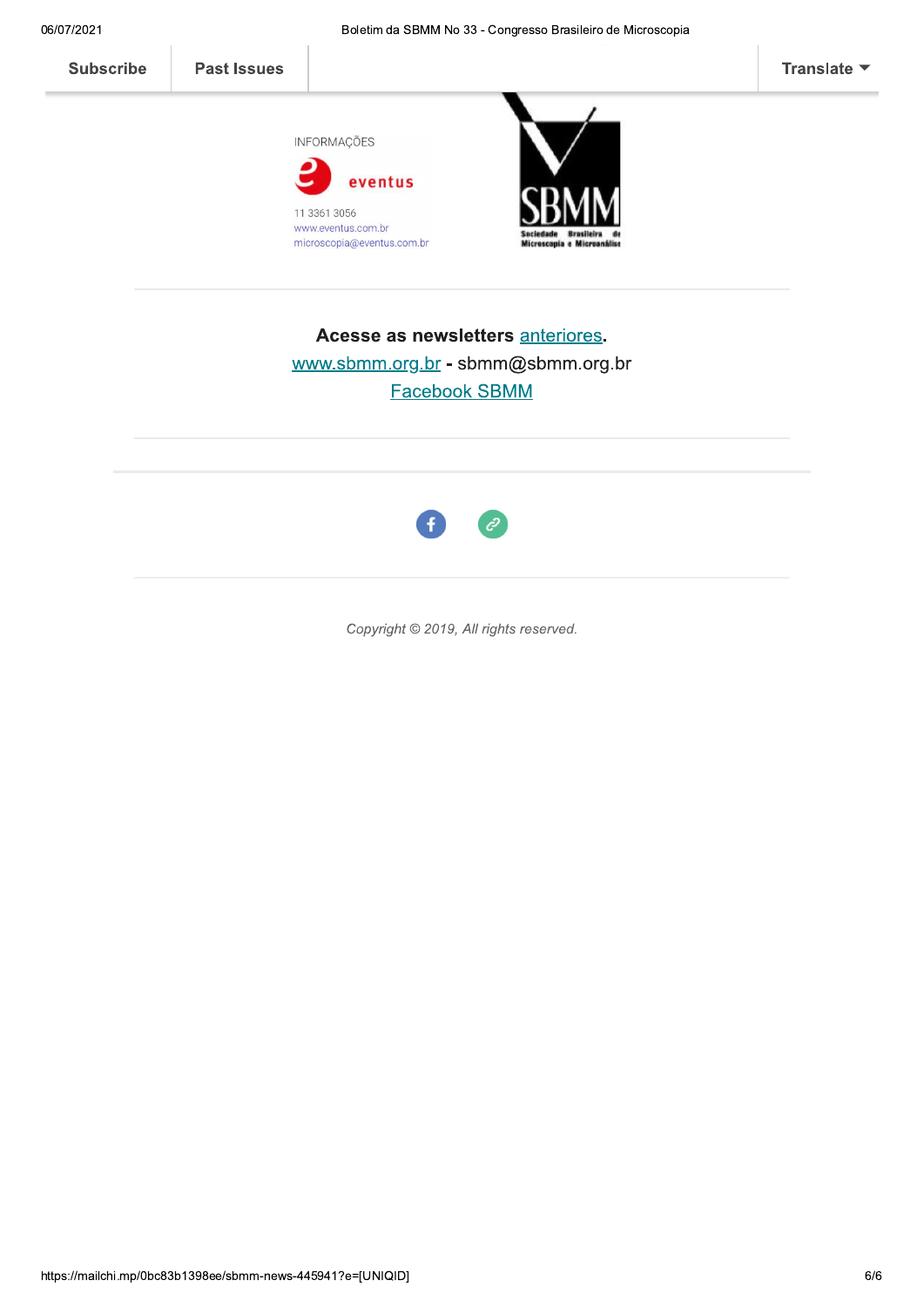Subscribe | Past Issues | Translate

INFORMAÇÕES

eventus

11 3361 3056
www.eventus.com.br
microscopia@eventus.com.br

SBMM
Sociedade Brasileira de Microscopia e Microanálise

**Acesse as newsletters** anteriores.

www.sbmm.org.br - sbmm@sbmm.org.br

Facebook SBMM

*Copyright © 2019, All rights reserved.*